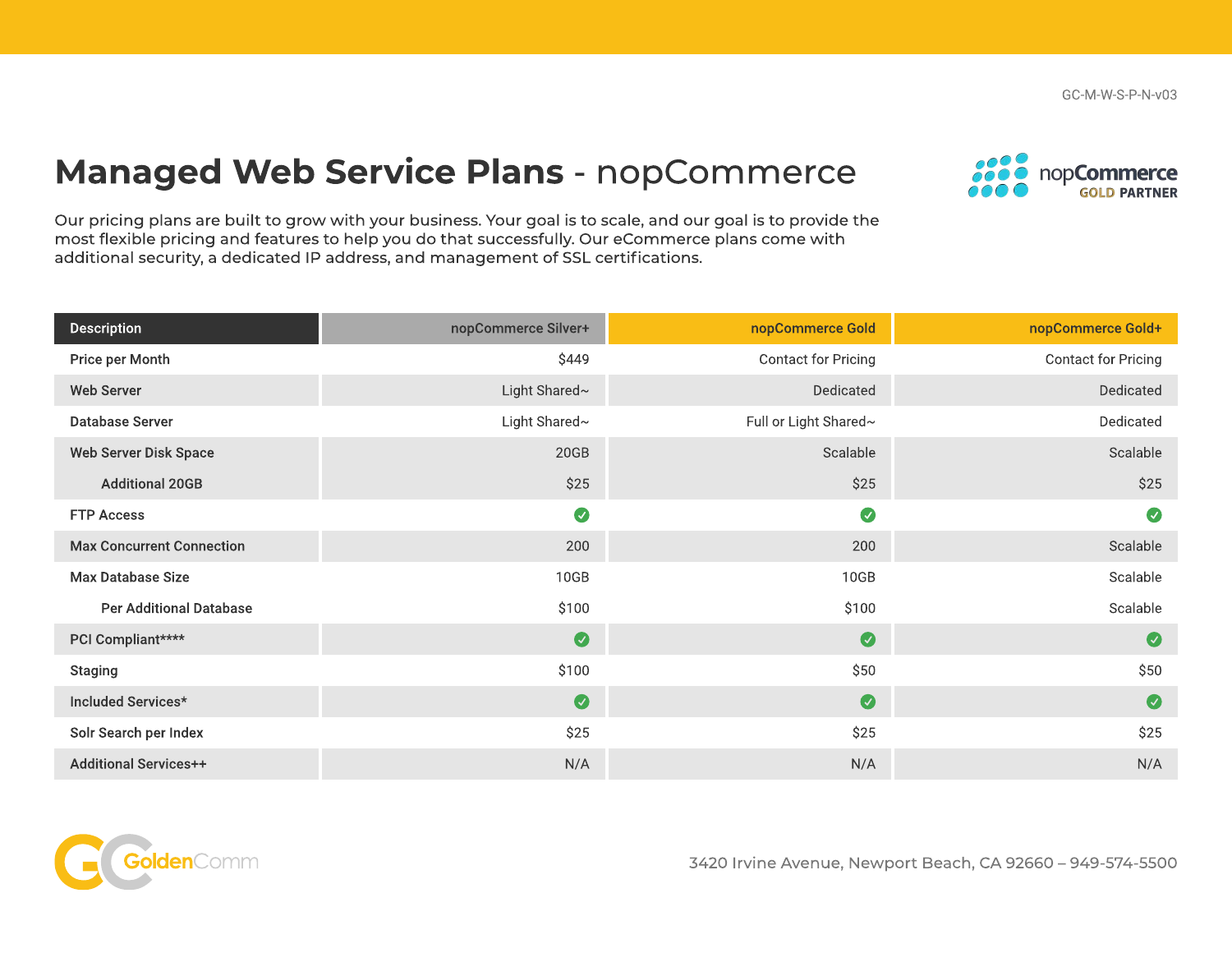GC-M-W-S-P-N-v03

# Managed Web Service Plans - nopCommerce

nopCommerce GOLD PARTNER

Our pricing plans are built to grow with your business. Your goal is to scale, and our goal is to provide the most flexible pricing and features to help you do that successfully. Our eCommerce plans come with additional security, a dedicated IP address, and management of SSL certifications.

| Description | nopCommerce Silver+ | nopCommerce Gold | nopCommerce Gold+ |
|---|---|---|---|
| Price per Month | $449 | Contact for Pricing | Contact for Pricing |
| Web Server | Light Shared~ | Dedicated | Dedicated |
| Database Server | Light Shared~ | Full or Light Shared~ | Dedicated |
| Web Server Disk Space | 20GB | Scalable | Scalable |
| Additional 20GB | $25 | $25 | $25 |
| FTP Access | ✓ | ✓ | ✓ |
| Max Concurrent Connection | 200 | 200 | Scalable |
| Max Database Size | 10GB | 10GB | Scalable |
| Per Additional Database | $100 | $100 | Scalable |
| PCI Compliant**** | ✓ | ✓ | ✓ |
| Staging | $100 | $50 | $50 |
| Included Services* | ✓ | ✓ | ✓ |
| Solr Search per Index | $25 | $25 | $25 |
| Additional Services++ | N/A | N/A | N/A |

GoldenComm

3420 Irvine Avenue, Newport Beach, CA 92660 – 949-574-5500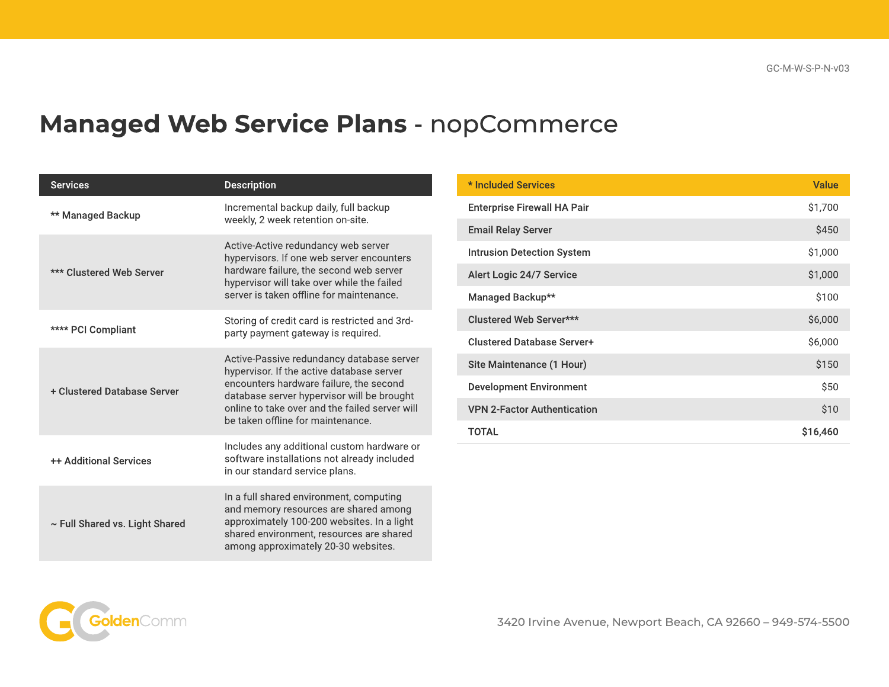GC-M-W-S-P-N-v03

# Managed Web Service Plans - nopCommerce

| Services | Description |
|---|---|
| ** Managed Backup | Incremental backup daily, full backup weekly, 2 week retention on-site. |
| *** Clustered Web Server | Active-Active redundancy web server hypervisors. If one web server encounters hardware failure, the second web server hypervisor will take over while the failed server is taken offline for maintenance. |
| **** PCI Compliant | Storing of credit card is restricted and 3rd-party payment gateway is required. |
| + Clustered Database Server | Active-Passive redundancy database server hypervisor. If the active database server encounters hardware failure, the second database server hypervisor will be brought online to take over and the failed server will be taken offline for maintenance. |
| ++ Additional Services | Includes any additional custom hardware or software installations not already included in our standard service plans. |
| ~ Full Shared vs. Light Shared | In a full shared environment, computing and memory resources are shared among approximately 100-200 websites. In a light shared environment, resources are shared among approximately 20-30 websites. |

| * Included Services | Value |
|---|---|
| Enterprise Firewall HA Pair | $1,700 |
| Email Relay Server | $450 |
| Intrusion Detection System | $1,000 |
| Alert Logic 24/7 Service | $1,000 |
| Managed Backup** | $100 |
| Clustered Web Server*** | $6,000 |
| Clustered Database Server+ | $6,000 |
| Site Maintenance (1 Hour) | $150 |
| Development Environment | $50 |
| VPN 2-Factor Authentication | $10 |
| **TOTAL** | **$16,460** |

GoldenComm

3420 Irvine Avenue, Newport Beach, CA 92660 – 949-574-5500